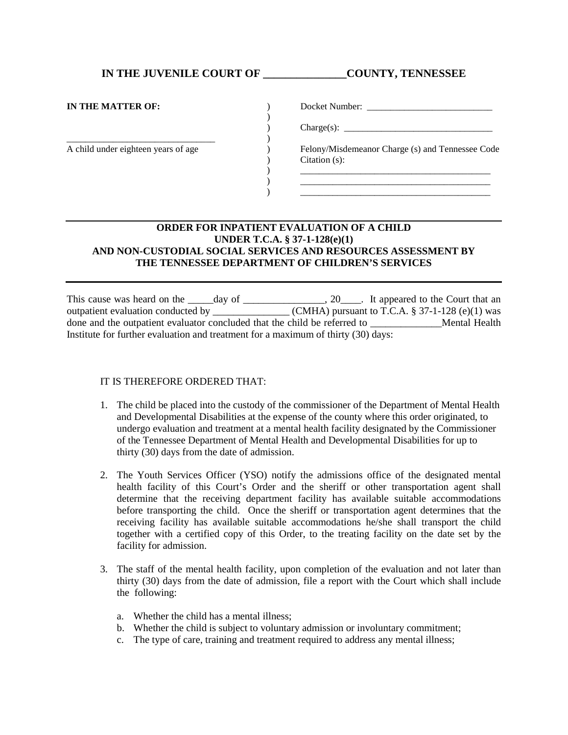## IN THE JUVENILE COURT OF _______________COUNTY, TENNESSEE

**IN THE MATTER OF:**

_________________________________
A child under eighteen years of age

Docket Number: ____________________________

Charge(s): __________________________________

Felony/Misdemeanor Charge (s) and Tennessee Code Citation (s):

__________________________________________
__________________________________________
__________________________________________

---

### ORDER FOR INPATIENT EVALUATION OF A CHILD UNDER T.C.A. § 37-1-128(e)(1) AND NON-CUSTODIAL SOCIAL SERVICES AND RESOURCES ASSESSMENT BY THE TENNESSEE DEPARTMENT OF CHILDREN'S SERVICES

---

This cause was heard on the _____day of ________________, 20____. It appeared to the Court that an outpatient evaluation conducted by _______________ (CMHA) pursuant to T.C.A. § 37-1-128 (e)(1) was done and the outpatient evaluator concluded that the child be referred to ______________Mental Health Institute for further evaluation and treatment for a maximum of thirty (30) days:

IT IS THEREFORE ORDERED THAT:

1. The child be placed into the custody of the commissioner of the Department of Mental Health and Developmental Disabilities at the expense of the county where this order originated, to undergo evaluation and treatment at a mental health facility designated by the Commissioner of the Tennessee Department of Mental Health and Developmental Disabilities for up to thirty (30) days from the date of admission.

2. The Youth Services Officer (YSO) notify the admissions office of the designated mental health facility of this Court's Order and the sheriff or other transportation agent shall determine that the receiving department facility has available suitable accommodations before transporting the child. Once the sheriff or transportation agent determines that the receiving facility has available suitable accommodations he/she shall transport the child together with a certified copy of this Order, to the treating facility on the date set by the facility for admission.

3. The staff of the mental health facility, upon completion of the evaluation and not later than thirty (30) days from the date of admission, file a report with the Court which shall include the following:

   a. Whether the child has a mental illness;
   b. Whether the child is subject to voluntary admission or involuntary commitment;
   c. The type of care, training and treatment required to address any mental illness;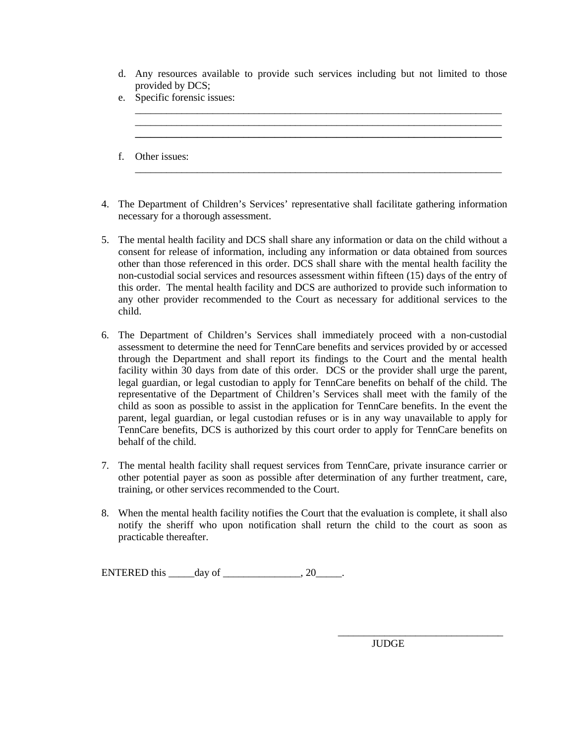d. Any resources available to provide such services including but not limited to those provided by DCS;
e. Specific forensic issues:
   ___________________________________________________________________________
   ___________________________________________________________________________
   ___________________________________________________________________________

f. Other issues:
   ___________________________________________________________________________

4. The Department of Children's Services' representative shall facilitate gathering information necessary for a thorough assessment.

5. The mental health facility and DCS shall share any information or data on the child without a consent for release of information, including any information or data obtained from sources other than those referenced in this order. DCS shall share with the mental health facility the non-custodial social services and resources assessment within fifteen (15) days of the entry of this order. The mental health facility and DCS are authorized to provide such information to any other provider recommended to the Court as necessary for additional services to the child.

6. The Department of Children's Services shall immediately proceed with a non-custodial assessment to determine the need for TennCare benefits and services provided by or accessed through the Department and shall report its findings to the Court and the mental health facility within 30 days from date of this order. DCS or the provider shall urge the parent, legal guardian, or legal custodian to apply for TennCare benefits on behalf of the child. The representative of the Department of Children's Services shall meet with the family of the child as soon as possible to assist in the application for TennCare benefits. In the event the parent, legal guardian, or legal custodian refuses or is in any way unavailable to apply for TennCare benefits, DCS is authorized by this court order to apply for TennCare benefits on behalf of the child.

7. The mental health facility shall request services from TennCare, private insurance carrier or other potential payer as soon as possible after determination of any further treatment, care, training, or other services recommended to the Court.

8. When the mental health facility notifies the Court that the evaluation is complete, it shall also notify the sheriff who upon notification shall return the child to the court as soon as practicable thereafter.

ENTERED this _____day of _______________, 20_____.

_________________________________
JUDGE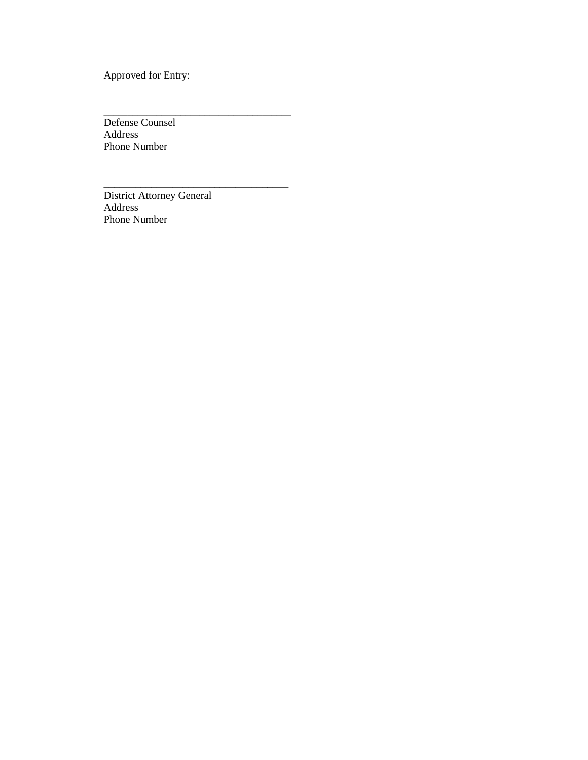Approved for Entry:

\_\_\_\_\_\_\_\_\_\_\_\_\_\_\_\_\_\_\_\_\_\_\_\_\_\_\_\_\_\_\_\_\_\_\_\_
Defense Counsel
Address
Phone Number

\_\_\_\_\_\_\_\_\_\_\_\_\_\_\_\_\_\_\_\_\_\_\_\_\_\_\_\_\_\_\_\_\_\_\_\_
District Attorney General
Address
Phone Number